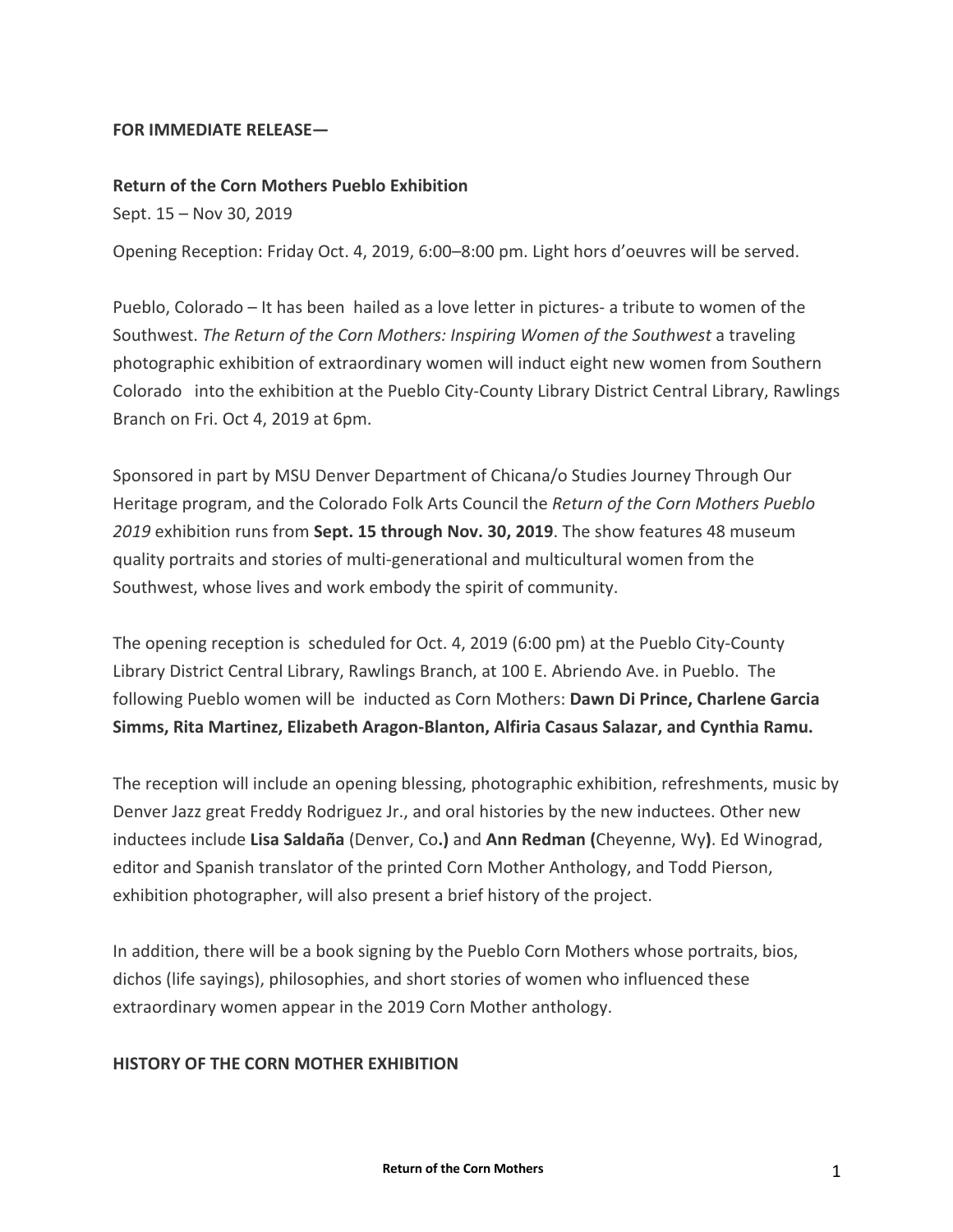**FOR IMMEDIATE RELEASE—**

**Return of the Corn Mothers Pueblo Exhibition**

Sept. 15 – Nov 30, 2019

Opening Reception: Friday Oct. 4, 2019, 6:00–8:00 pm. Light hors d'oeuvres will be served.

Pueblo, Colorado – It has been hailed as a love letter in pictures- a tribute to women of the Southwest. *The Return of the Corn Mothers: Inspiring Women of the Southwest* a traveling photographic exhibition of extraordinary women will induct eight new women from Southern Colorado into the exhibition at the Pueblo City-County Library District Central Library, Rawlings Branch on Fri. Oct 4, 2019 at 6pm.

Sponsored in part by MSU Denver Department of Chicana/o Studies Journey Through Our Heritage program, and the Colorado Folk Arts Council the *Return of the Corn Mothers Pueblo 2019* exhibition runs from **Sept. 15 through Nov. 30, 2019**. The show features 48 museum quality portraits and stories of multi-generational and multicultural women from the Southwest, whose lives and work embody the spirit of community.

The opening reception is scheduled for Oct. 4, 2019 (6:00 pm) at the Pueblo City-County Library District Central Library, Rawlings Branch, at 100 E. Abriendo Ave. in Pueblo. The following Pueblo women will be inducted as Corn Mothers: **Dawn Di Prince, Charlene Garcia Simms, Rita Martinez, Elizabeth Aragon-Blanton, Alfiria Casaus Salazar, and Cynthia Ramu.**

The reception will include an opening blessing, photographic exhibition, refreshments, music by Denver Jazz great Freddy Rodriguez Jr., and oral histories by the new inductees. Other new inductees include **Lisa Saldaña** (Denver, Co**.)** and **Ann Redman (**Cheyenne, Wy**)**. Ed Winograd, editor and Spanish translator of the printed Corn Mother Anthology, and Todd Pierson, exhibition photographer, will also present a brief history of the project.

In addition, there will be a book signing by the Pueblo Corn Mothers whose portraits, bios, dichos (life sayings), philosophies, and short stories of women who influenced these extraordinary women appear in the 2019 Corn Mother anthology.

**HISTORY OF THE CORN MOTHER EXHIBITION**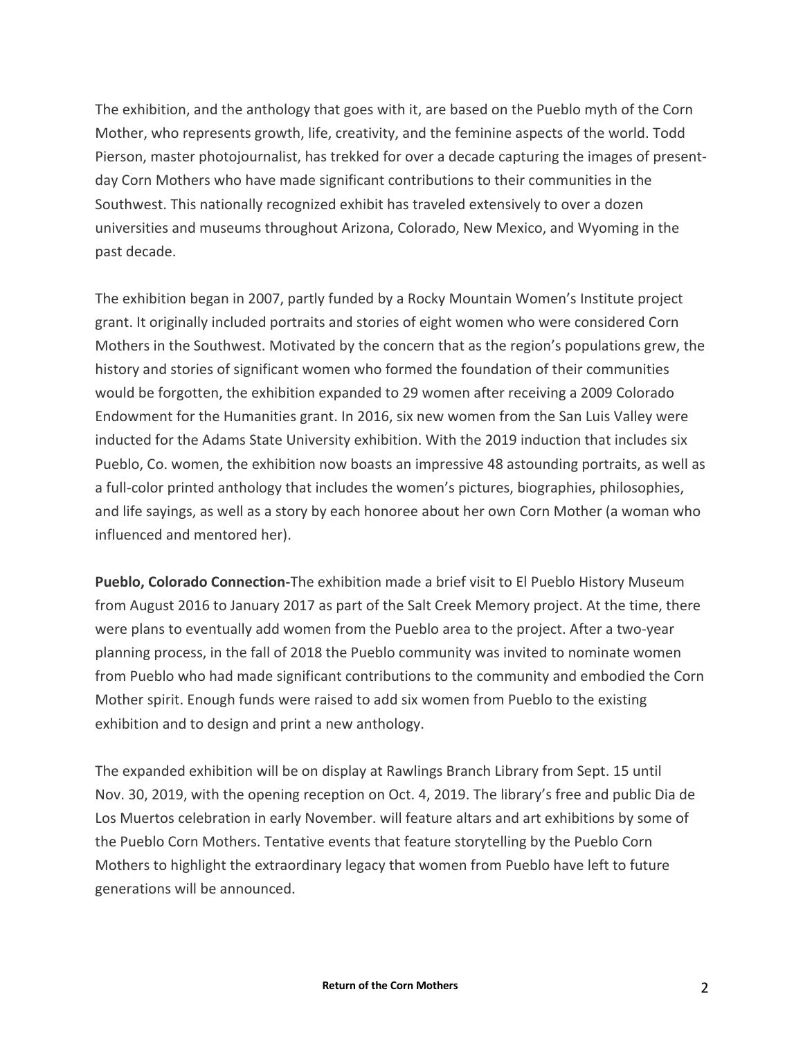The exhibition, and the anthology that goes with it, are based on the Pueblo myth of the Corn Mother, who represents growth, life, creativity, and the feminine aspects of the world. Todd Pierson, master photojournalist, has trekked for over a decade capturing the images of present-day Corn Mothers who have made significant contributions to their communities in the Southwest. This nationally recognized exhibit has traveled extensively to over a dozen universities and museums throughout Arizona, Colorado, New Mexico, and Wyoming in the past decade.

The exhibition began in 2007, partly funded by a Rocky Mountain Women's Institute project grant. It originally included portraits and stories of eight women who were considered Corn Mothers in the Southwest. Motivated by the concern that as the region's populations grew, the history and stories of significant women who formed the foundation of their communities would be forgotten, the exhibition expanded to 29 women after receiving a 2009 Colorado Endowment for the Humanities grant. In 2016, six new women from the San Luis Valley were inducted for the Adams State University exhibition. With the 2019 induction that includes six Pueblo, Co. women, the exhibition now boasts an impressive 48 astounding portraits, as well as a full-color printed anthology that includes the women's pictures, biographies, philosophies, and life sayings, as well as a story by each honoree about her own Corn Mother (a woman who influenced and mentored her).

**Pueblo, Colorado Connection-**The exhibition made a brief visit to El Pueblo History Museum from August 2016 to January 2017 as part of the Salt Creek Memory project. At the time, there were plans to eventually add women from the Pueblo area to the project. After a two-year planning process, in the fall of 2018 the Pueblo community was invited to nominate women from Pueblo who had made significant contributions to the community and embodied the Corn Mother spirit. Enough funds were raised to add six women from Pueblo to the existing exhibition and to design and print a new anthology.

The expanded exhibition will be on display at Rawlings Branch Library from Sept. 15 until Nov. 30, 2019, with the opening reception on Oct. 4, 2019. The library's free and public Dia de Los Muertos celebration in early November. will feature altars and art exhibitions by some of the Pueblo Corn Mothers. Tentative events that feature storytelling by the Pueblo Corn Mothers to highlight the extraordinary legacy that women from Pueblo have left to future generations will be announced.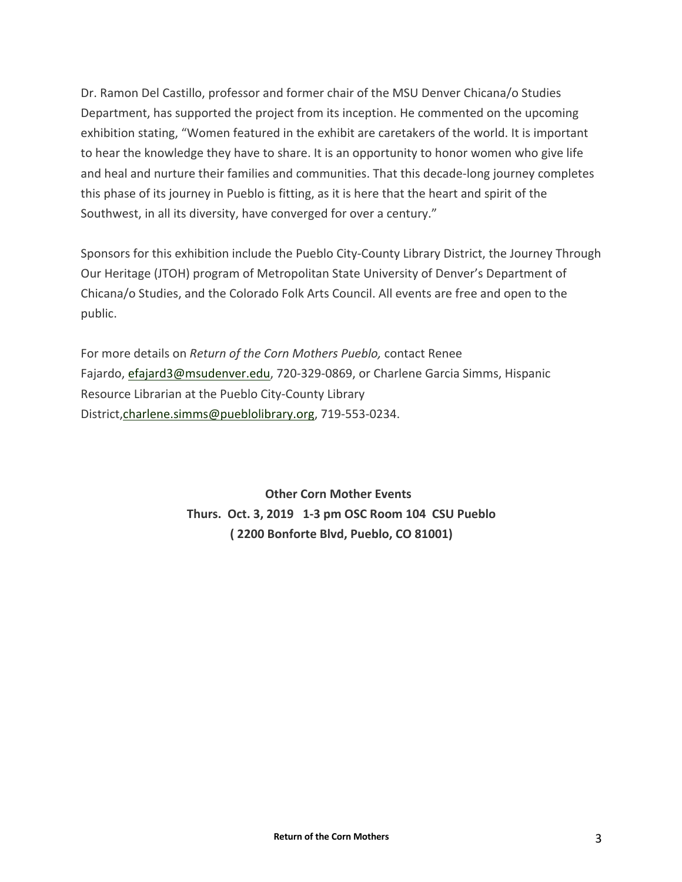Dr. Ramon Del Castillo, professor and former chair of the MSU Denver Chicana/o Studies Department, has supported the project from its inception. He commented on the upcoming exhibition stating, "Women featured in the exhibit are caretakers of the world. It is important to hear the knowledge they have to share. It is an opportunity to honor women who give life and heal and nurture their families and communities. That this decade-long journey completes this phase of its journey in Pueblo is fitting, as it is here that the heart and spirit of the Southwest, in all its diversity, have converged for over a century."

Sponsors for this exhibition include the Pueblo City-County Library District, the Journey Through Our Heritage (JTOH) program of Metropolitan State University of Denver's Department of Chicana/o Studies, and the Colorado Folk Arts Council. All events are free and open to the public.

For more details on *Return of the Corn Mothers Pueblo,* contact Renee Fajardo, efajard3@msudenver.edu, 720-329-0869, or Charlene Garcia Simms, Hispanic Resource Librarian at the Pueblo City-County Library District,charlene.simms@pueblolibrary.org, 719-553-0234.

**Other Corn Mother Events**

**Thurs. Oct. 3, 2019 1-3 pm OSC Room 104 CSU Pueblo**

**( 2200 Bonforte Blvd, Pueblo, CO 81001)**